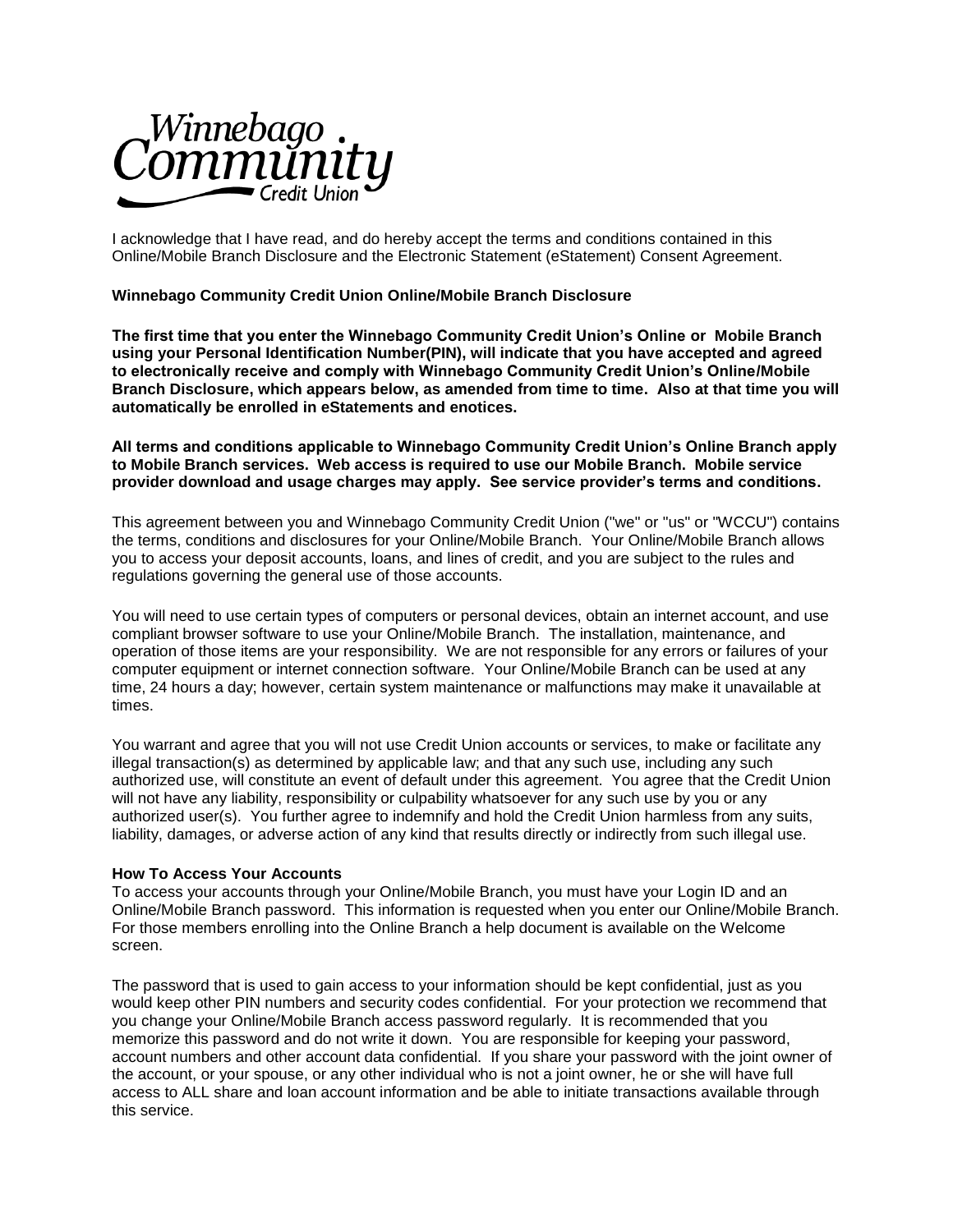Winnebago Community Credit Union

I acknowledge that I have read, and do hereby accept the terms and conditions contained in this Online/Mobile Branch Disclosure and the Electronic Statement (eStatement) Consent Agreement.

**Winnebago Community Credit Union Online/Mobile Branch Disclosure**

**The first time that you enter the Winnebago Community Credit Union's Online or Mobile Branch using your Personal Identification Number(PIN), will indicate that you have accepted and agreed to electronically receive and comply with Winnebago Community Credit Union's Online/Mobile Branch Disclosure, which appears below, as amended from time to time. Also at that time you will automatically be enrolled in eStatements and enotices.**

**All terms and conditions applicable to Winnebago Community Credit Union's Online Branch apply to Mobile Branch services. Web access is required to use our Mobile Branch. Mobile service provider download and usage charges may apply. See service provider's terms and conditions.**

This agreement between you and Winnebago Community Credit Union ("we" or "us" or "WCCU") contains the terms, conditions and disclosures for your Online/Mobile Branch. Your Online/Mobile Branch allows you to access your deposit accounts, loans, and lines of credit, and you are subject to the rules and regulations governing the general use of those accounts.

You will need to use certain types of computers or personal devices, obtain an internet account, and use compliant browser software to use your Online/Mobile Branch. The installation, maintenance, and operation of those items are your responsibility. We are not responsible for any errors or failures of your computer equipment or internet connection software. Your Online/Mobile Branch can be used at any time, 24 hours a day; however, certain system maintenance or malfunctions may make it unavailable at times.

You warrant and agree that you will not use Credit Union accounts or services, to make or facilitate any illegal transaction(s) as determined by applicable law; and that any such use, including any such authorized use, will constitute an event of default under this agreement. You agree that the Credit Union will not have any liability, responsibility or culpability whatsoever for any such use by you or any authorized user(s). You further agree to indemnify and hold the Credit Union harmless from any suits, liability, damages, or adverse action of any kind that results directly or indirectly from such illegal use.

**How To Access Your Accounts**

To access your accounts through your Online/Mobile Branch, you must have your Login ID and an Online/Mobile Branch password. This information is requested when you enter our Online/Mobile Branch. For those members enrolling into the Online Branch a help document is available on the Welcome screen.

The password that is used to gain access to your information should be kept confidential, just as you would keep other PIN numbers and security codes confidential. For your protection we recommend that you change your Online/Mobile Branch access password regularly. It is recommended that you memorize this password and do not write it down. You are responsible for keeping your password, account numbers and other account data confidential. If you share your password with the joint owner of the account, or your spouse, or any other individual who is not a joint owner, he or she will have full access to ALL share and loan account information and be able to initiate transactions available through this service.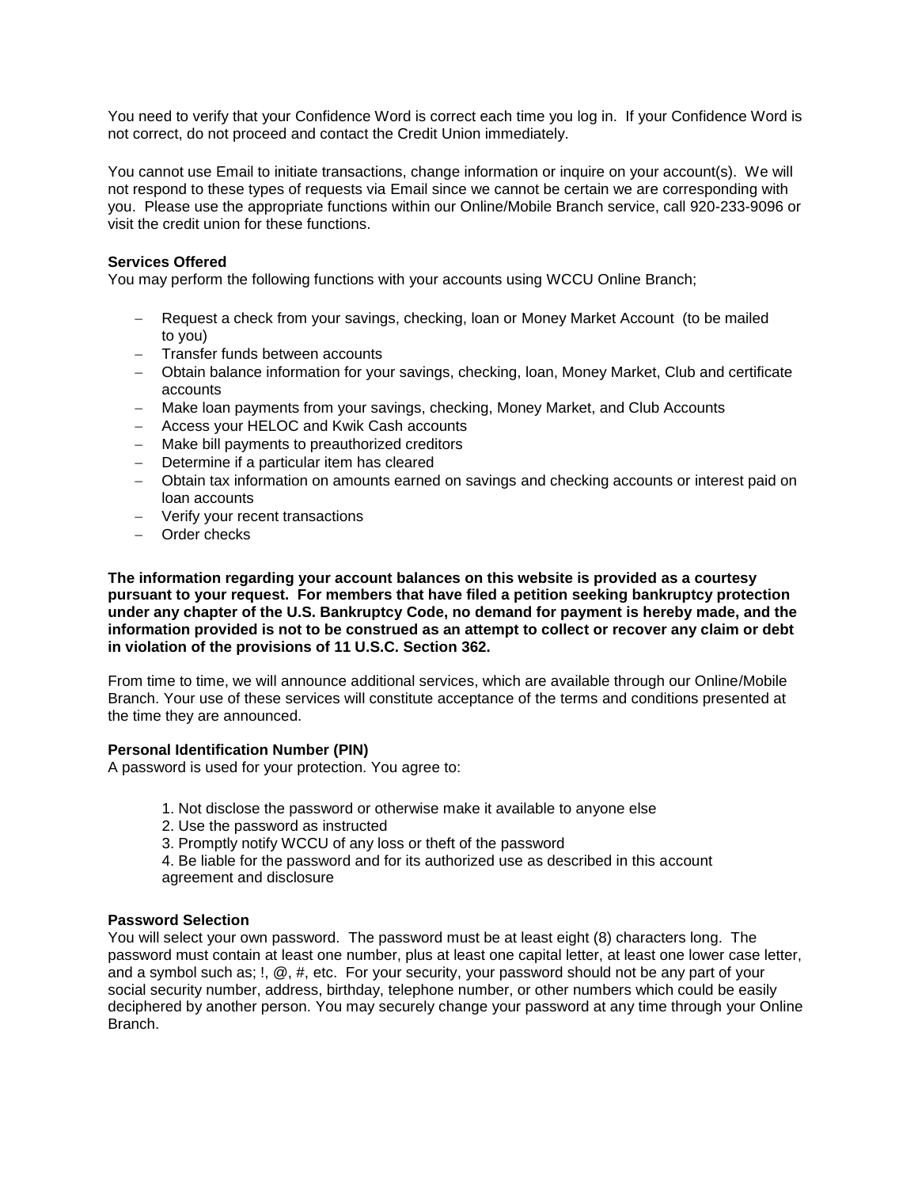You need to verify that your Confidence Word is correct each time you log in. If your Confidence Word is not correct, do not proceed and contact the Credit Union immediately.

You cannot use Email to initiate transactions, change information or inquire on your account(s). We will not respond to these types of requests via Email since we cannot be certain we are corresponding with you. Please use the appropriate functions within our Online/Mobile Branch service, call 920-233-9096 or visit the credit union for these functions.

**Services Offered**

You may perform the following functions with your accounts using WCCU Online Branch;

- Request a check from your savings, checking, loan or Money Market Account (to be mailed to you)
- Transfer funds between accounts
- Obtain balance information for your savings, checking, loan, Money Market, Club and certificate accounts
- Make loan payments from your savings, checking, Money Market, and Club Accounts
- Access your HELOC and Kwik Cash accounts
- Make bill payments to preauthorized creditors
- Determine if a particular item has cleared
- Obtain tax information on amounts earned on savings and checking accounts or interest paid on loan accounts
- Verify your recent transactions
- Order checks

**The information regarding your account balances on this website is provided as a courtesy pursuant to your request. For members that have filed a petition seeking bankruptcy protection under any chapter of the U.S. Bankruptcy Code, no demand for payment is hereby made, and the information provided is not to be construed as an attempt to collect or recover any claim or debt in violation of the provisions of 11 U.S.C. Section 362.**

From time to time, we will announce additional services, which are available through our Online/Mobile Branch. Your use of these services will constitute acceptance of the terms and conditions presented at the time they are announced.

**Personal Identification Number (PIN)**

A password is used for your protection. You agree to:

1. Not disclose the password or otherwise make it available to anyone else
2. Use the password as instructed
3. Promptly notify WCCU of any loss or theft of the password
4. Be liable for the password and for its authorized use as described in this account agreement and disclosure

**Password Selection**

You will select your own password. The password must be at least eight (8) characters long. The password must contain at least one number, plus at least one capital letter, at least one lower case letter, and a symbol such as; !, @, #, etc. For your security, your password should not be any part of your social security number, address, birthday, telephone number, or other numbers which could be easily deciphered by another person. You may securely change your password at any time through your Online Branch.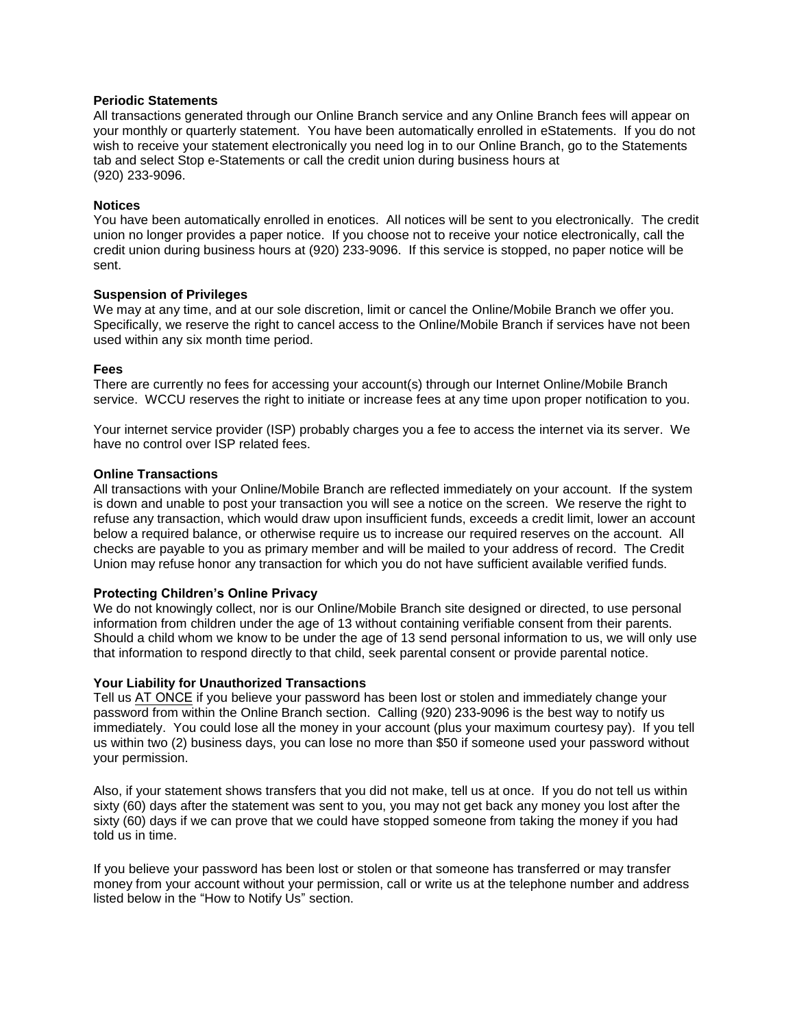**Periodic Statements**

All transactions generated through our Online Branch service and any Online Branch fees will appear on your monthly or quarterly statement. You have been automatically enrolled in eStatements. If you do not wish to receive your statement electronically you need log in to our Online Branch, go to the Statements tab and select Stop e-Statements or call the credit union during business hours at (920) 233-9096.

**Notices**

You have been automatically enrolled in enotices. All notices will be sent to you electronically. The credit union no longer provides a paper notice. If you choose not to receive your notice electronically, call the credit union during business hours at (920) 233-9096. If this service is stopped, no paper notice will be sent.

**Suspension of Privileges**

We may at any time, and at our sole discretion, limit or cancel the Online/Mobile Branch we offer you. Specifically, we reserve the right to cancel access to the Online/Mobile Branch if services have not been used within any six month time period.

**Fees**

There are currently no fees for accessing your account(s) through our Internet Online/Mobile Branch service. WCCU reserves the right to initiate or increase fees at any time upon proper notification to you.

Your internet service provider (ISP) probably charges you a fee to access the internet via its server. We have no control over ISP related fees.

**Online Transactions**

All transactions with your Online/Mobile Branch are reflected immediately on your account. If the system is down and unable to post your transaction you will see a notice on the screen. We reserve the right to refuse any transaction, which would draw upon insufficient funds, exceeds a credit limit, lower an account below a required balance, or otherwise require us to increase our required reserves on the account. All checks are payable to you as primary member and will be mailed to your address of record. The Credit Union may refuse honor any transaction for which you do not have sufficient available verified funds.

**Protecting Children's Online Privacy**

We do not knowingly collect, nor is our Online/Mobile Branch site designed or directed, to use personal information from children under the age of 13 without containing verifiable consent from their parents. Should a child whom we know to be under the age of 13 send personal information to us, we will only use that information to respond directly to that child, seek parental consent or provide parental notice.

**Your Liability for Unauthorized Transactions**

Tell us AT ONCE if you believe your password has been lost or stolen and immediately change your password from within the Online Branch section. Calling (920) 233-9096 is the best way to notify us immediately. You could lose all the money in your account (plus your maximum courtesy pay). If you tell us within two (2) business days, you can lose no more than $50 if someone used your password without your permission.

Also, if your statement shows transfers that you did not make, tell us at once. If you do not tell us within sixty (60) days after the statement was sent to you, you may not get back any money you lost after the sixty (60) days if we can prove that we could have stopped someone from taking the money if you had told us in time.

If you believe your password has been lost or stolen or that someone has transferred or may transfer money from your account without your permission, call or write us at the telephone number and address listed below in the "How to Notify Us" section.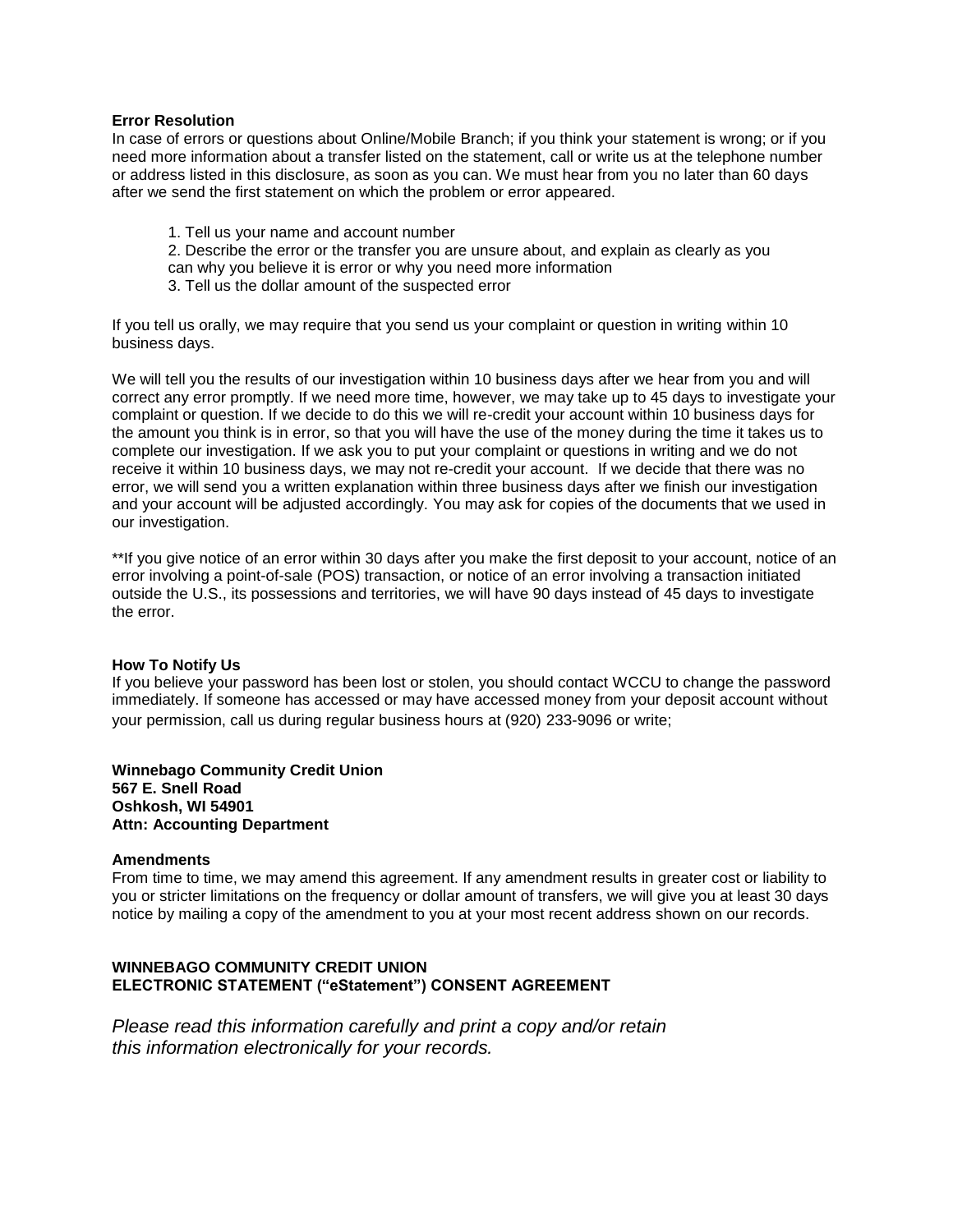**Error Resolution**

In case of errors or questions about Online/Mobile Branch; if you think your statement is wrong; or if you need more information about a transfer listed on the statement, call or write us at the telephone number or address listed in this disclosure, as soon as you can. We must hear from you no later than 60 days after we send the first statement on which the problem or error appeared.

1. Tell us your name and account number
2. Describe the error or the transfer you are unsure about, and explain as clearly as you can why you believe it is error or why you need more information
3. Tell us the dollar amount of the suspected error

If you tell us orally, we may require that you send us your complaint or question in writing within 10 business days.

We will tell you the results of our investigation within 10 business days after we hear from you and will correct any error promptly. If we need more time, however, we may take up to 45 days to investigate your complaint or question. If we decide to do this we will re-credit your account within 10 business days for the amount you think is in error, so that you will have the use of the money during the time it takes us to complete our investigation. If we ask you to put your complaint or questions in writing and we do not receive it within 10 business days, we may not re-credit your account. If we decide that there was no error, we will send you a written explanation within three business days after we finish our investigation and your account will be adjusted accordingly. You may ask for copies of the documents that we used in our investigation.

**If you give notice of an error within 30 days after you make the first deposit to your account, notice of an error involving a point-of-sale (POS) transaction, or notice of an error involving a transaction initiated outside the U.S., its possessions and territories, we will have 90 days instead of 45 days to investigate the error.

**How To Notify Us**

If you believe your password has been lost or stolen, you should contact WCCU to change the password immediately. If someone has accessed or may have accessed money from your deposit account without your permission, call us during regular business hours at (920) 233-9096 or write;

**Winnebago Community Credit Union**
**567 E. Snell Road**
**Oshkosh, WI 54901**
**Attn: Accounting Department**

**Amendments**

From time to time, we may amend this agreement. If any amendment results in greater cost or liability to you or stricter limitations on the frequency or dollar amount of transfers, we will give you at least 30 days notice by mailing a copy of the amendment to you at your most recent address shown on our records.

**WINNEBAGO COMMUNITY CREDIT UNION**
**ELECTRONIC STATEMENT ("eStatement") CONSENT AGREEMENT**

*Please read this information carefully and print a copy and/or retain this information electronically for your records.*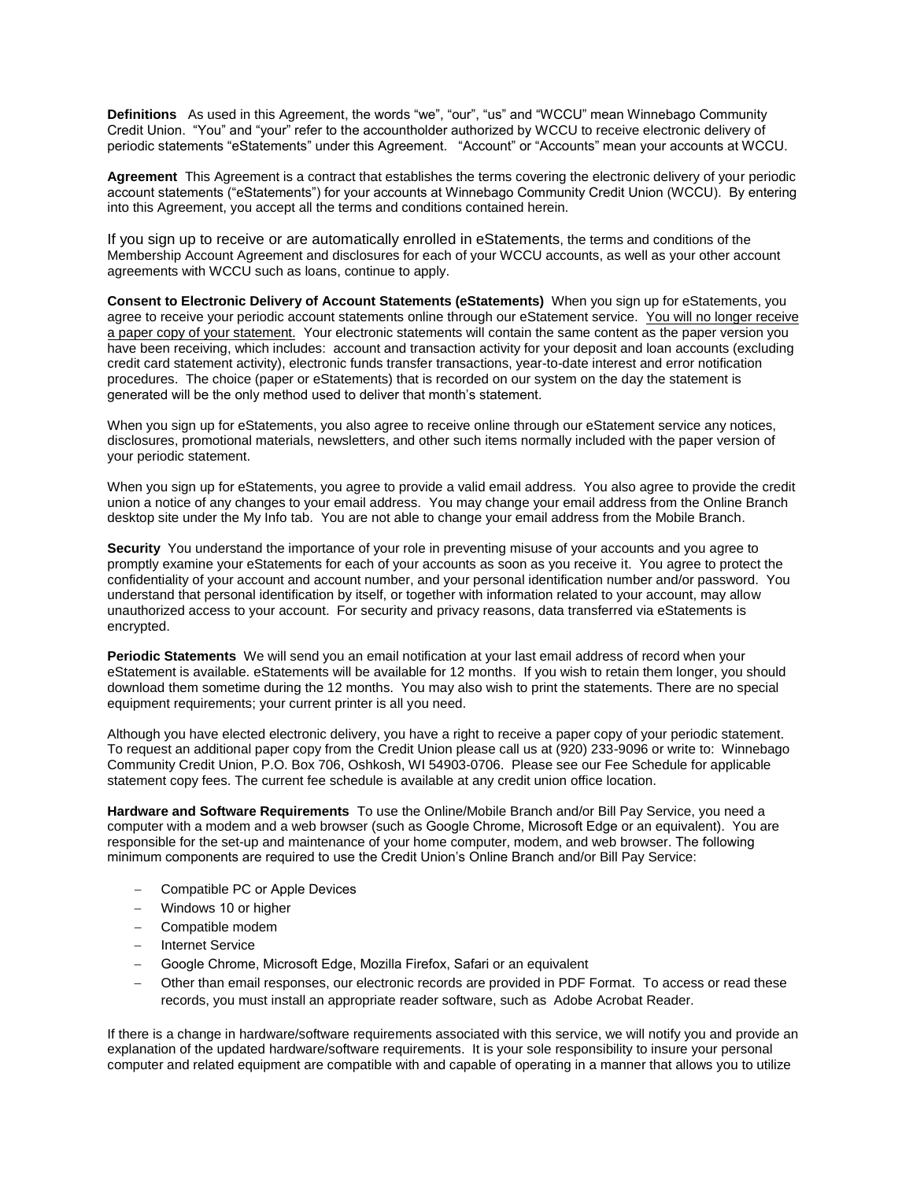**Definitions** As used in this Agreement, the words "we", "our", "us" and "WCCU" mean Winnebago Community Credit Union. "You" and "your" refer to the accountholder authorized by WCCU to receive electronic delivery of periodic statements "eStatements" under this Agreement. "Account" or "Accounts" mean your accounts at WCCU.

**Agreement** This Agreement is a contract that establishes the terms covering the electronic delivery of your periodic account statements ("eStatements") for your accounts at Winnebago Community Credit Union (WCCU). By entering into this Agreement, you accept all the terms and conditions contained herein.

If you sign up to receive or are automatically enrolled in eStatements, the terms and conditions of the Membership Account Agreement and disclosures for each of your WCCU accounts, as well as your other account agreements with WCCU such as loans, continue to apply.

**Consent to Electronic Delivery of Account Statements (eStatements)** When you sign up for eStatements, you agree to receive your periodic account statements online through our eStatement service. You will no longer receive a paper copy of your statement. Your electronic statements will contain the same content as the paper version you have been receiving, which includes: account and transaction activity for your deposit and loan accounts (excluding credit card statement activity), electronic funds transfer transactions, year-to-date interest and error notification procedures. The choice (paper or eStatements) that is recorded on our system on the day the statement is generated will be the only method used to deliver that month's statement.

When you sign up for eStatements, you also agree to receive online through our eStatement service any notices, disclosures, promotional materials, newsletters, and other such items normally included with the paper version of your periodic statement.

When you sign up for eStatements, you agree to provide a valid email address. You also agree to provide the credit union a notice of any changes to your email address. You may change your email address from the Online Branch desktop site under the My Info tab. You are not able to change your email address from the Mobile Branch.

**Security** You understand the importance of your role in preventing misuse of your accounts and you agree to promptly examine your eStatements for each of your accounts as soon as you receive it. You agree to protect the confidentiality of your account and account number, and your personal identification number and/or password. You understand that personal identification by itself, or together with information related to your account, may allow unauthorized access to your account. For security and privacy reasons, data transferred via eStatements is encrypted.

**Periodic Statements** We will send you an email notification at your last email address of record when your eStatement is available. eStatements will be available for 12 months. If you wish to retain them longer, you should download them sometime during the 12 months. You may also wish to print the statements. There are no special equipment requirements; your current printer is all you need.

Although you have elected electronic delivery, you have a right to receive a paper copy of your periodic statement. To request an additional paper copy from the Credit Union please call us at (920) 233-9096 or write to: Winnebago Community Credit Union, P.O. Box 706, Oshkosh, WI 54903-0706. Please see our Fee Schedule for applicable statement copy fees. The current fee schedule is available at any credit union office location.

**Hardware and Software Requirements** To use the Online/Mobile Branch and/or Bill Pay Service, you need a computer with a modem and a web browser (such as Google Chrome, Microsoft Edge or an equivalent). You are responsible for the set-up and maintenance of your home computer, modem, and web browser. The following minimum components are required to use the Credit Union's Online Branch and/or Bill Pay Service:

- Compatible PC or Apple Devices
- Windows 10 or higher
- Compatible modem
- Internet Service
- Google Chrome, Microsoft Edge, Mozilla Firefox, Safari or an equivalent
- Other than email responses, our electronic records are provided in PDF Format. To access or read these records, you must install an appropriate reader software, such as Adobe Acrobat Reader.

If there is a change in hardware/software requirements associated with this service, we will notify you and provide an explanation of the updated hardware/software requirements. It is your sole responsibility to insure your personal computer and related equipment are compatible with and capable of operating in a manner that allows you to utilize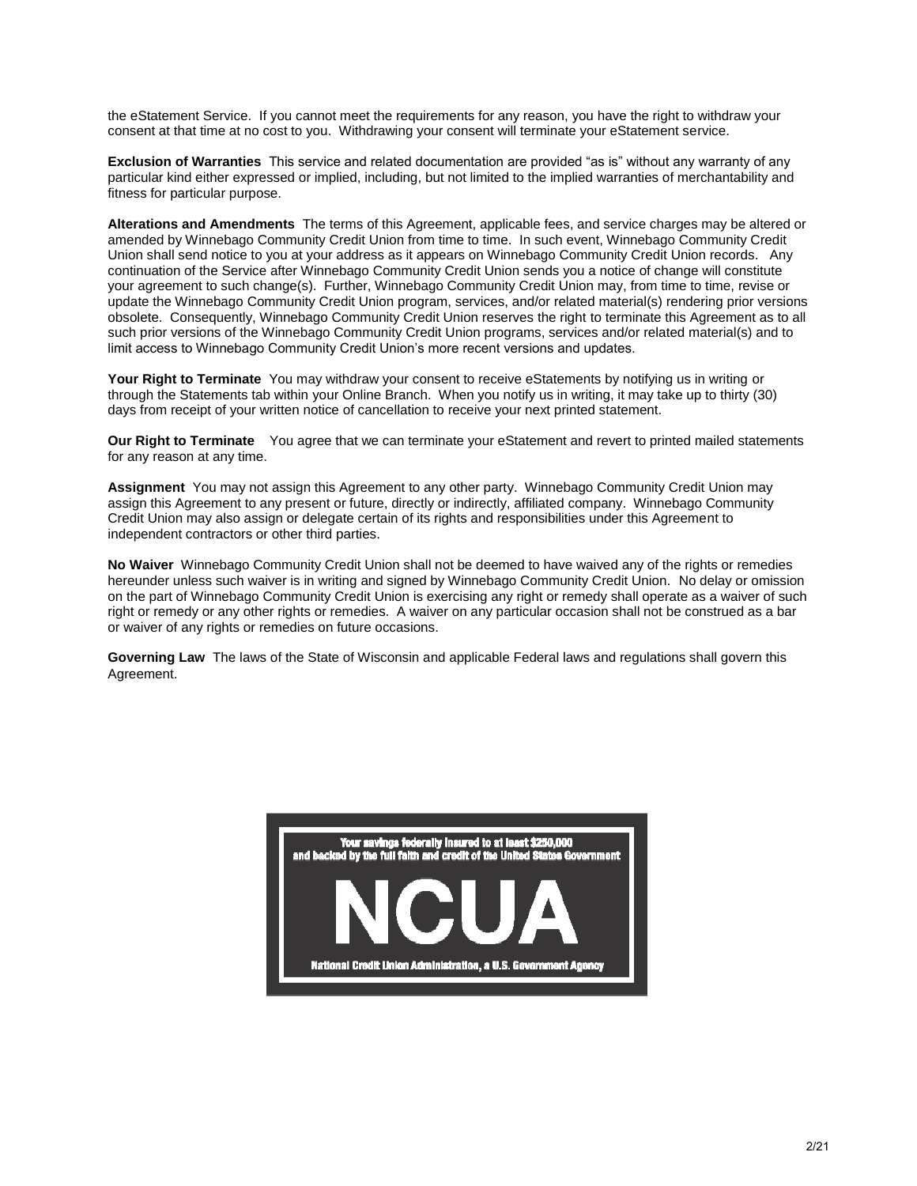the eStatement Service. If you cannot meet the requirements for any reason, you have the right to withdraw your consent at that time at no cost to you. Withdrawing your consent will terminate your eStatement service.

**Exclusion of Warranties** This service and related documentation are provided "as is" without any warranty of any particular kind either expressed or implied, including, but not limited to the implied warranties of merchantability and fitness for particular purpose.

**Alterations and Amendments** The terms of this Agreement, applicable fees, and service charges may be altered or amended by Winnebago Community Credit Union from time to time. In such event, Winnebago Community Credit Union shall send notice to you at your address as it appears on Winnebago Community Credit Union records. Any continuation of the Service after Winnebago Community Credit Union sends you a notice of change will constitute your agreement to such change(s). Further, Winnebago Community Credit Union may, from time to time, revise or update the Winnebago Community Credit Union program, services, and/or related material(s) rendering prior versions obsolete. Consequently, Winnebago Community Credit Union reserves the right to terminate this Agreement as to all such prior versions of the Winnebago Community Credit Union programs, services and/or related material(s) and to limit access to Winnebago Community Credit Union's more recent versions and updates.

**Your Right to Terminate** You may withdraw your consent to receive eStatements by notifying us in writing or through the Statements tab within your Online Branch. When you notify us in writing, it may take up to thirty (30) days from receipt of your written notice of cancellation to receive your next printed statement.

**Our Right to Terminate** You agree that we can terminate your eStatement and revert to printed mailed statements for any reason at any time.

**Assignment** You may not assign this Agreement to any other party. Winnebago Community Credit Union may assign this Agreement to any present or future, directly or indirectly, affiliated company. Winnebago Community Credit Union may also assign or delegate certain of its rights and responsibilities under this Agreement to independent contractors or other third parties.

**No Waiver** Winnebago Community Credit Union shall not be deemed to have waived any of the rights or remedies hereunder unless such waiver is in writing and signed by Winnebago Community Credit Union. No delay or omission on the part of Winnebago Community Credit Union is exercising any right or remedy shall operate as a waiver of such right or remedy or any other rights or remedies. A waiver on any particular occasion shall not be construed as a bar or waiver of any rights or remedies on future occasions.

**Governing Law** The laws of the State of Wisconsin and applicable Federal laws and regulations shall govern this Agreement.

Your savings federally insured to at least $250,000
and backed by the full faith and credit of the United States Government

NCUA

National Credit Union Administration, a U.S. Government Agency

2/21